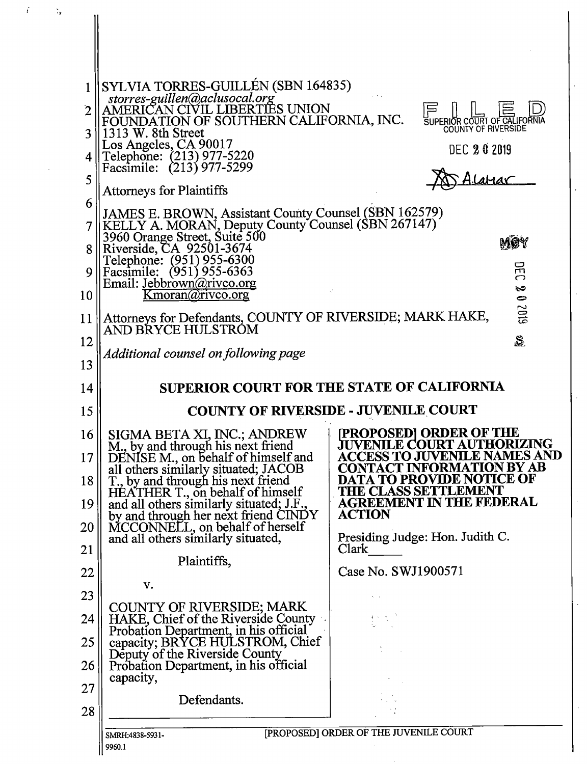SYLVIA TORRES-GUILLÉN (SBN 164835)
*storres-guillen@aclusocal.org*
AMERICAN CIVIL LIBERTIES UNION
FOUNDATION OF SOUTHERN CALIFORNIA, INC.
1313 W. 8th Street
Los Angeles, CA 90017
Telephone: (213) 977-5220
Facsimile: (213) 977-5299

Attorneys for Plaintiffs

FILED
SUPERIOR COURT OF CALIFORNIA
COUNTY OF RIVERSIDE
DEC 20 2019
A. Alamar

JAMES E. BROWN, Assistant County Counsel (SBN 162579)
KELLY A. MORAN, Deputy County Counsel (SBN 267147)
3960 Orange Street, Suite 500
Riverside, CA 92501-3674
Telephone: (951) 955-6300
Facsimile: (951) 955-6363
Email: Jebbrown@rivco.org
Kmoran@rivco.org

Attorneys for Defendants, COUNTY OF RIVERSIDE; MARK HAKE, AND BRYCE HULSTROM

*Additional counsel on following page*

## SUPERIOR COURT FOR THE STATE OF CALIFORNIA

## COUNTY OF RIVERSIDE - JUVENILE COURT

SIGMA BETA XI, INC.; ANDREW M., by and through his next friend DENISE M., on behalf of himself and all others similarly situated; JACOB T., by and through his next friend HEATHER T., on behalf of himself and all others similarly situated; J.F., by and through her next friend CINDY MCCONNELL, on behalf of herself and all others similarly situated,

Plaintiffs,

v.

COUNTY OF RIVERSIDE; MARK HAKE, Chief of the Riverside County Probation Department, in his official capacity; BRYCE HULSTROM, Chief Deputy of the Riverside County Probation Department, in his official capacity,

Defendants.

**[PROPOSED] ORDER OF THE JUVENILE COURT AUTHORIZING ACCESS TO JUVENILE NAMES AND CONTACT INFORMATION BY AB DATA TO PROVIDE NOTICE OF THE CLASS SETTLEMENT AGREEMENT IN THE FEDERAL ACTION**

Presiding Judge: Hon. Judith C. Clark

Case No. SWJ1900571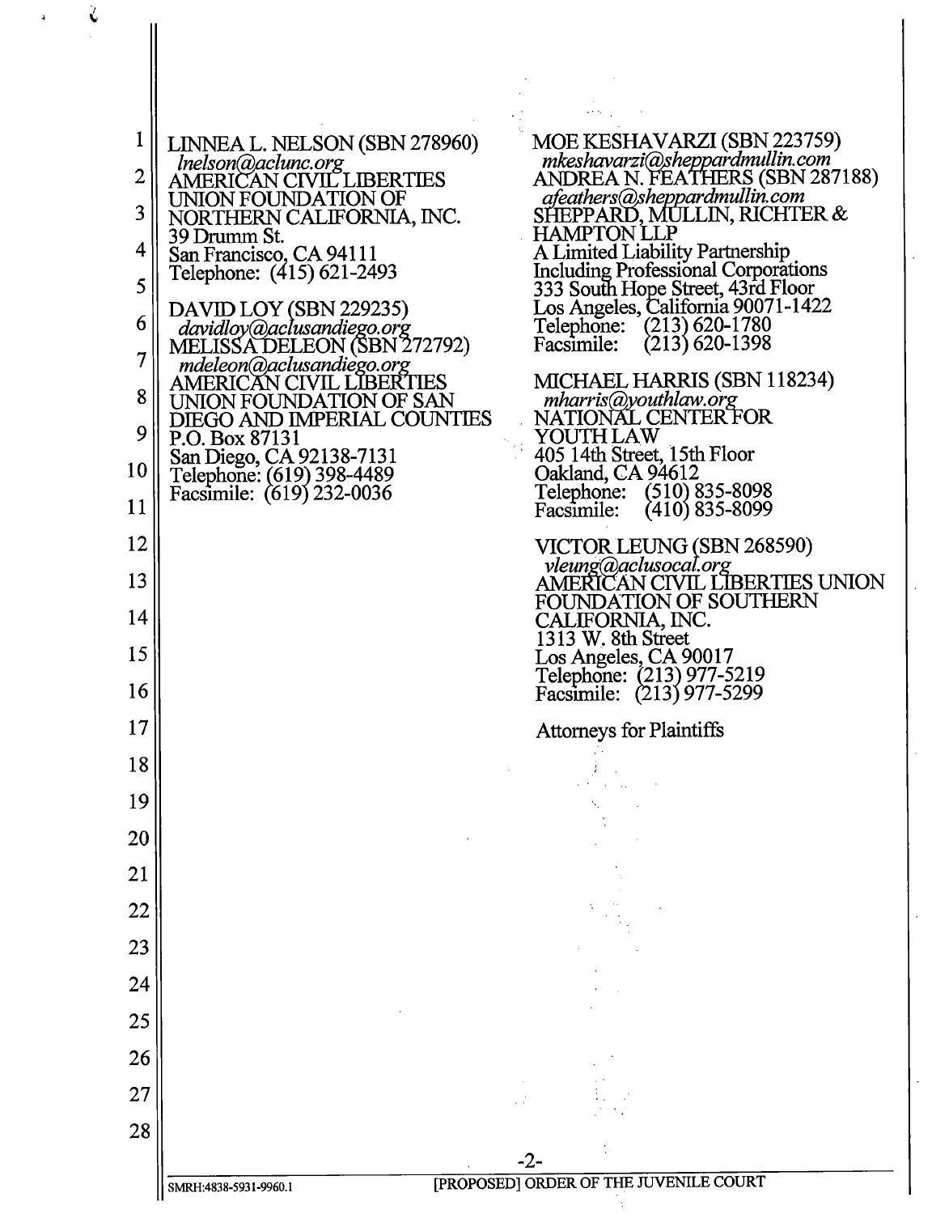LINNEA L. NELSON (SBN 278960)
*lnelson@aclunc.org*
AMERICAN CIVIL LIBERTIES
UNION FOUNDATION OF
NORTHERN CALIFORNIA, INC.
39 Drumm St.
San Francisco, CA 94111
Telephone: (415) 621-2493

DAVID LOY (SBN 229235)
*davidloy@aclusandiego.org*
MELISSA DELEON (SBN 272792)
*mdeleon@aclusandiego.org*
AMERICAN CIVIL LIBERTIES
UNION FOUNDATION OF SAN
DIEGO AND IMPERIAL COUNTIES
P.O. Box 87131
San Diego, CA 92138-7131
Telephone: (619) 398-4489
Facsimile: (619) 232-0036

MOE KESHAVARZI (SBN 223759)
*mkeshavarzi@sheppardmullin.com*
ANDREA N. FEATHERS (SBN 287188)
*afeathers@sheppardmullin.com*
SHEPPARD, MULLIN, RICHTER &
HAMPTON LLP
A Limited Liability Partnership
Including Professional Corporations
333 South Hope Street, 43rd Floor
Los Angeles, California 90071-1422
Telephone: (213) 620-1780
Facsimile: (213) 620-1398

MICHAEL HARRIS (SBN 118234)
*mharris@youthlaw.org*
NATIONAL CENTER FOR
YOUTH LAW
405 14th Street, 15th Floor
Oakland, CA 94612
Telephone: (510) 835-8098
Facsimile: (410) 835-8099

VICTOR LEUNG (SBN 268590)
*vleung@aclusocal.org*
AMERICAN CIVIL LIBERTIES UNION
FOUNDATION OF SOUTHERN
CALIFORNIA, INC.
1313 W. 8th Street
Los Angeles, CA 90017
Telephone: (213) 977-5219
Facsimile: (213) 977-5299

Attorneys for Plaintiffs

SMRH:4838-5931-9960.1

[PROPOSED] ORDER OF THE JUVENILE COURT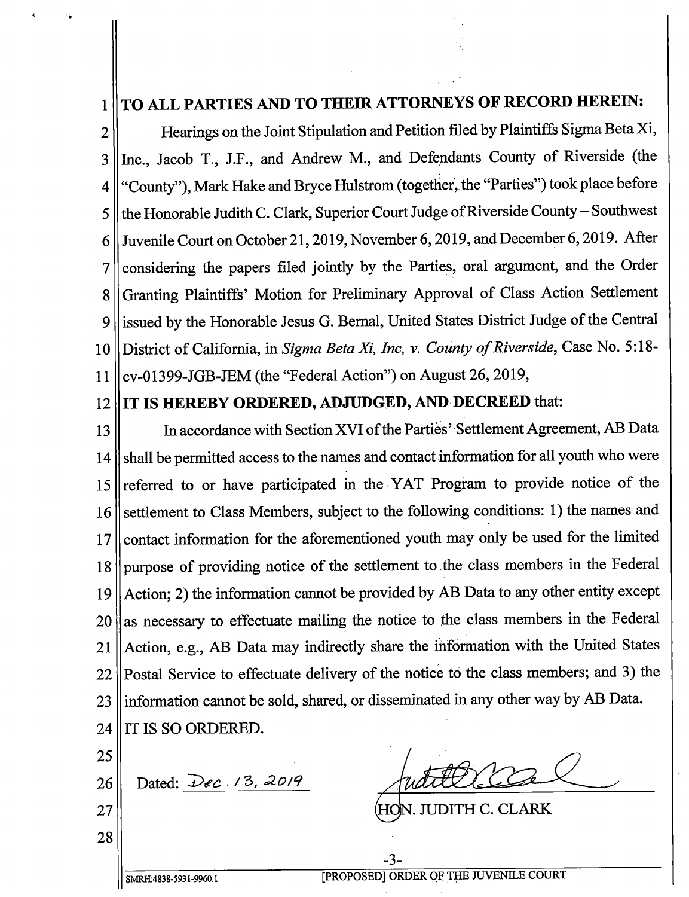**TO ALL PARTIES AND TO THEIR ATTORNEYS OF RECORD HEREIN:**

Hearings on the Joint Stipulation and Petition filed by Plaintiffs Sigma Beta Xi, Inc., Jacob T., J.F., and Andrew M., and Defendants County of Riverside (the "County"), Mark Hake and Bryce Hulstrom (together, the "Parties") took place before the Honorable Judith C. Clark, Superior Court Judge of Riverside County – Southwest Juvenile Court on October 21, 2019, November 6, 2019, and December 6, 2019. After considering the papers filed jointly by the Parties, oral argument, and the Order Granting Plaintiffs' Motion for Preliminary Approval of Class Action Settlement issued by the Honorable Jesus G. Bernal, United States District Judge of the Central District of California, in *Sigma Beta Xi, Inc, v. County of Riverside*, Case No. 5:18-cv-01399-JGB-JEM (the "Federal Action") on August 26, 2019,

**IT IS HEREBY ORDERED, ADJUDGED, AND DECREED** that:

In accordance with Section XVI of the Parties' Settlement Agreement, AB Data shall be permitted access to the names and contact information for all youth who were referred to or have participated in the YAT Program to provide notice of the settlement to Class Members, subject to the following conditions: 1) the names and contact information for the aforementioned youth may only be used for the limited purpose of providing notice of the settlement to the class members in the Federal Action; 2) the information cannot be provided by AB Data to any other entity except as necessary to effectuate mailing the notice to the class members in the Federal Action, e.g., AB Data may indirectly share the information with the United States Postal Service to effectuate delivery of the notice to the class members; and 3) the information cannot be sold, shared, or disseminated in any other way by AB Data.

IT IS SO ORDERED.

Dated: Dec. 13, 2019

HON. JUDITH C. CLARK

SMRH:4838-5931-9960.1

[PROPOSED] ORDER OF THE JUVENILE COURT